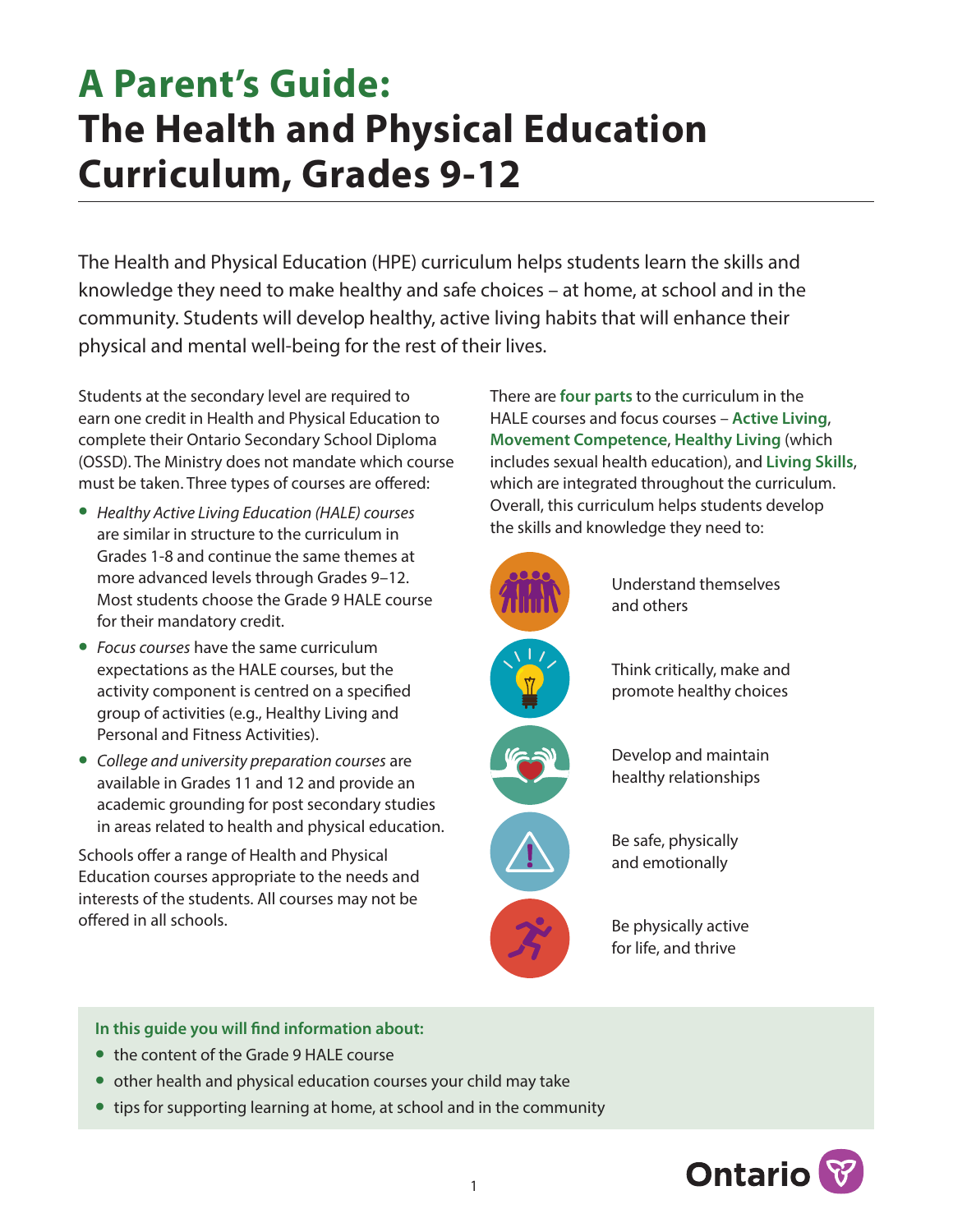# A Parent's Guide:
# The Health and Physical Education Curriculum, Grades 9-12

The Health and Physical Education (HPE) curriculum helps students learn the skills and knowledge they need to make healthy and safe choices – at home, at school and in the community. Students will develop healthy, active living habits that will enhance their physical and mental well-being for the rest of their lives.

Students at the secondary level are required to earn one credit in Health and Physical Education to complete their Ontario Secondary School Diploma (OSSD). The Ministry does not mandate which course must be taken. Three types of courses are offered:

- *Healthy Active Living Education (HALE) courses* are similar in structure to the curriculum in Grades 1-8 and continue the same themes at more advanced levels through Grades 9–12. Most students choose the Grade 9 HALE course for their mandatory credit.
- *Focus courses* have the same curriculum expectations as the HALE courses, but the activity component is centred on a specified group of activities (e.g., Healthy Living and Personal and Fitness Activities).
- *College and university preparation courses* are available in Grades 11 and 12 and provide an academic grounding for post secondary studies in areas related to health and physical education.

Schools offer a range of Health and Physical Education courses appropriate to the needs and interests of the students. All courses may not be offered in all schools.

There are **four parts** to the curriculum in the HALE courses and focus courses – **Active Living**, **Movement Competence**, **Healthy Living** (which includes sexual health education), and **Living Skills**, which are integrated throughout the curriculum. Overall, this curriculum helps students develop the skills and knowledge they need to:

- Understand themselves and others
- Think critically, make and promote healthy choices
- Develop and maintain healthy relationships
- Be safe, physically and emotionally
- Be physically active for life, and thrive

**In this guide you will find information about:**

- the content of the Grade 9 HALE course
- other health and physical education courses your child may take
- tips for supporting learning at home, at school and in the community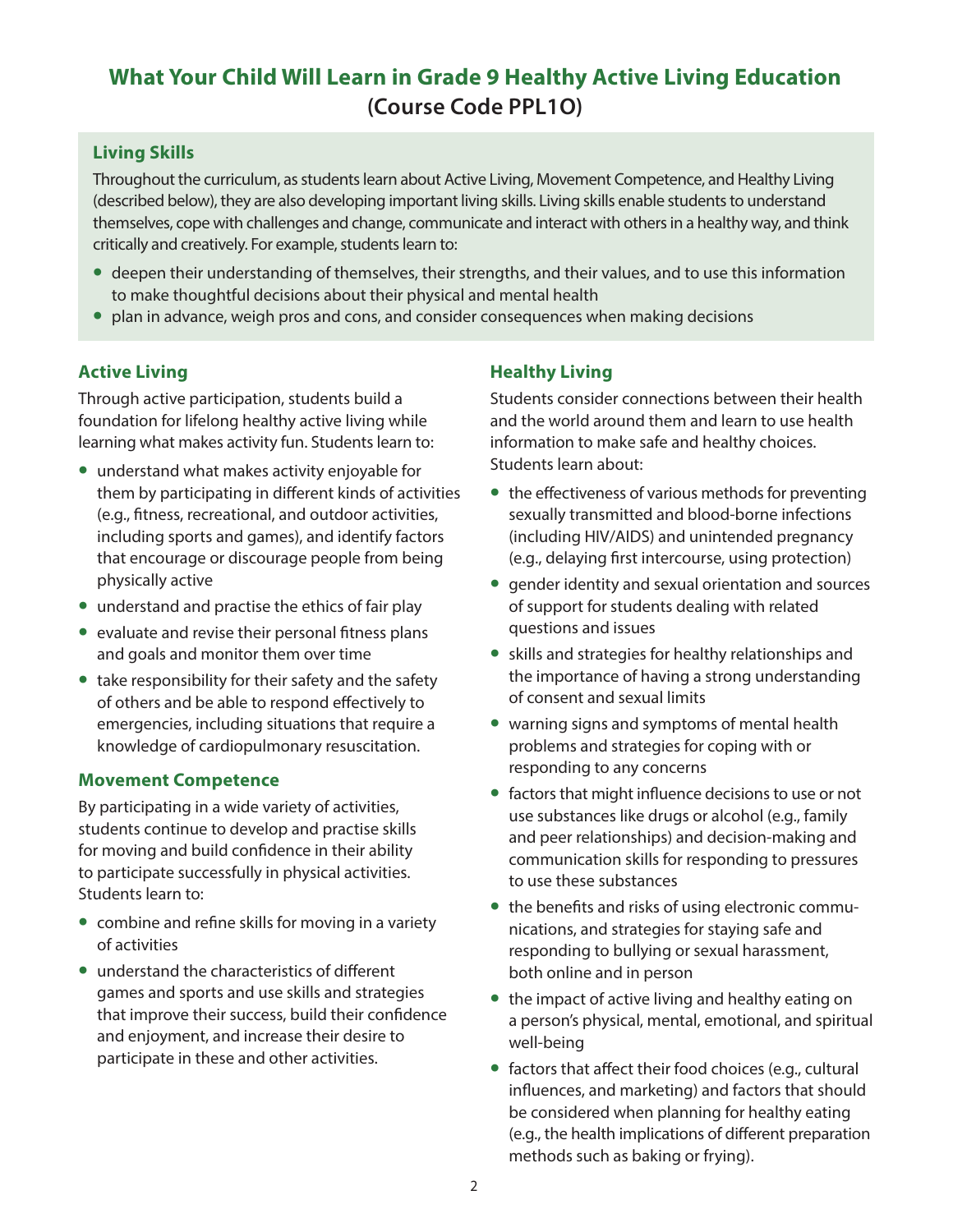# What Your Child Will Learn in Grade 9 Healthy Active Living Education (Course Code PPL1O)

## Living Skills

Throughout the curriculum, as students learn about Active Living, Movement Competence, and Healthy Living (described below), they are also developing important living skills. Living skills enable students to understand themselves, cope with challenges and change, communicate and interact with others in a healthy way, and think critically and creatively. For example, students learn to:

- deepen their understanding of themselves, their strengths, and their values, and to use this information to make thoughtful decisions about their physical and mental health
- plan in advance, weigh pros and cons, and consider consequences when making decisions

## Active Living

Through active participation, students build a foundation for lifelong healthy active living while learning what makes activity fun. Students learn to:

- understand what makes activity enjoyable for them by participating in different kinds of activities (e.g., fitness, recreational, and outdoor activities, including sports and games), and identify factors that encourage or discourage people from being physically active
- understand and practise the ethics of fair play
- evaluate and revise their personal fitness plans and goals and monitor them over time
- take responsibility for their safety and the safety of others and be able to respond effectively to emergencies, including situations that require a knowledge of cardiopulmonary resuscitation.

## Movement Competence

By participating in a wide variety of activities, students continue to develop and practise skills for moving and build confidence in their ability to participate successfully in physical activities. Students learn to:

- combine and refine skills for moving in a variety of activities
- understand the characteristics of different games and sports and use skills and strategies that improve their success, build their confidence and enjoyment, and increase their desire to participate in these and other activities.

## Healthy Living

Students consider connections between their health and the world around them and learn to use health information to make safe and healthy choices. Students learn about:

- the effectiveness of various methods for preventing sexually transmitted and blood-borne infections (including HIV/AIDS) and unintended pregnancy (e.g., delaying first intercourse, using protection)
- gender identity and sexual orientation and sources of support for students dealing with related questions and issues
- skills and strategies for healthy relationships and the importance of having a strong understanding of consent and sexual limits
- warning signs and symptoms of mental health problems and strategies for coping with or responding to any concerns
- factors that might influence decisions to use or not use substances like drugs or alcohol (e.g., family and peer relationships) and decision-making and communication skills for responding to pressures to use these substances
- the benefits and risks of using electronic communications, and strategies for staying safe and responding to bullying or sexual harassment, both online and in person
- the impact of active living and healthy eating on a person's physical, mental, emotional, and spiritual well-being
- factors that affect their food choices (e.g., cultural influences, and marketing) and factors that should be considered when planning for healthy eating (e.g., the health implications of different preparation methods such as baking or frying).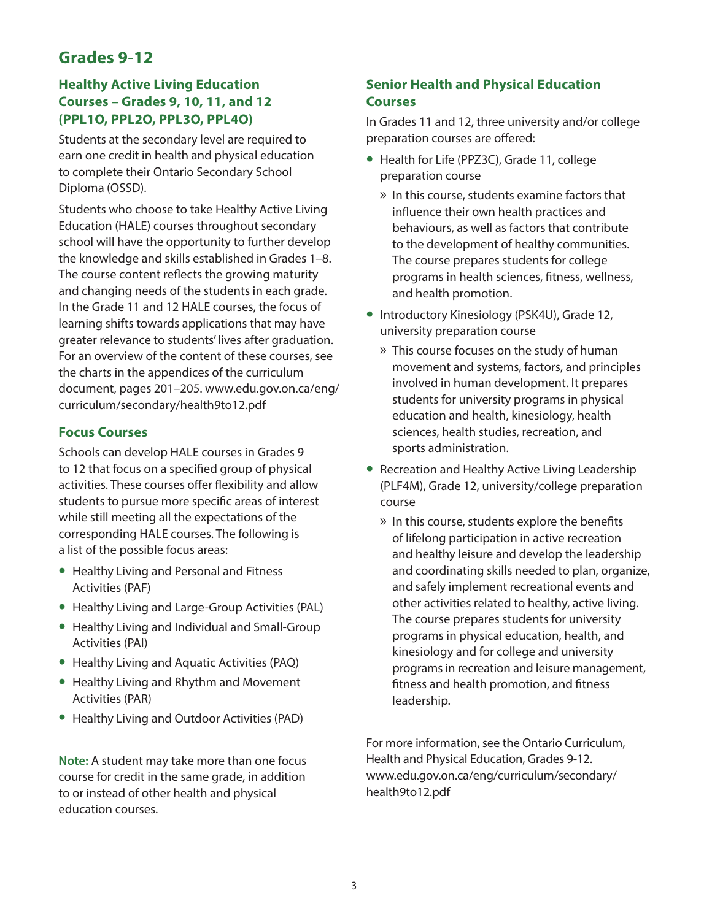# Grades 9-12

## Healthy Active Living Education Courses – Grades 9, 10, 11, and 12 (PPL1O, PPL2O, PPL3O, PPL4O)

Students at the secondary level are required to earn one credit in health and physical education to complete their Ontario Secondary School Diploma (OSSD).

Students who choose to take Healthy Active Living Education (HALE) courses throughout secondary school will have the opportunity to further develop the knowledge and skills established in Grades 1–8. The course content reflects the growing maturity and changing needs of the students in each grade. In the Grade 11 and 12 HALE courses, the focus of learning shifts towards applications that may have greater relevance to students' lives after graduation. For an overview of the content of these courses, see the charts in the appendices of the curriculum document, pages 201–205. www.edu.gov.on.ca/eng/curriculum/secondary/health9to12.pdf

## Focus Courses

Schools can develop HALE courses in Grades 9 to 12 that focus on a specified group of physical activities. These courses offer flexibility and allow students to pursue more specific areas of interest while still meeting all the expectations of the corresponding HALE courses. The following is a list of the possible focus areas:

- Healthy Living and Personal and Fitness Activities (PAF)
- Healthy Living and Large-Group Activities (PAL)
- Healthy Living and Individual and Small-Group Activities (PAI)
- Healthy Living and Aquatic Activities (PAQ)
- Healthy Living and Rhythm and Movement Activities (PAR)
- Healthy Living and Outdoor Activities (PAD)

**Note:** A student may take more than one focus course for credit in the same grade, in addition to or instead of other health and physical education courses.

## Senior Health and Physical Education Courses

In Grades 11 and 12, three university and/or college preparation courses are offered:

- Health for Life (PPZ3C), Grade 11, college preparation course
  - In this course, students examine factors that influence their own health practices and behaviours, as well as factors that contribute to the development of healthy communities. The course prepares students for college programs in health sciences, fitness, wellness, and health promotion.
- Introductory Kinesiology (PSK4U), Grade 12, university preparation course
  - This course focuses on the study of human movement and systems, factors, and principles involved in human development. It prepares students for university programs in physical education and health, kinesiology, health sciences, health studies, recreation, and sports administration.
- Recreation and Healthy Active Living Leadership (PLF4M), Grade 12, university/college preparation course
  - In this course, students explore the benefits of lifelong participation in active recreation and healthy leisure and develop the leadership and coordinating skills needed to plan, organize, and safely implement recreational events and other activities related to healthy, active living. The course prepares students for university programs in physical education, health, and kinesiology and for college and university programs in recreation and leisure management, fitness and health promotion, and fitness leadership.

For more information, see the Ontario Curriculum, Health and Physical Education, Grades 9-12. www.edu.gov.on.ca/eng/curriculum/secondary/health9to12.pdf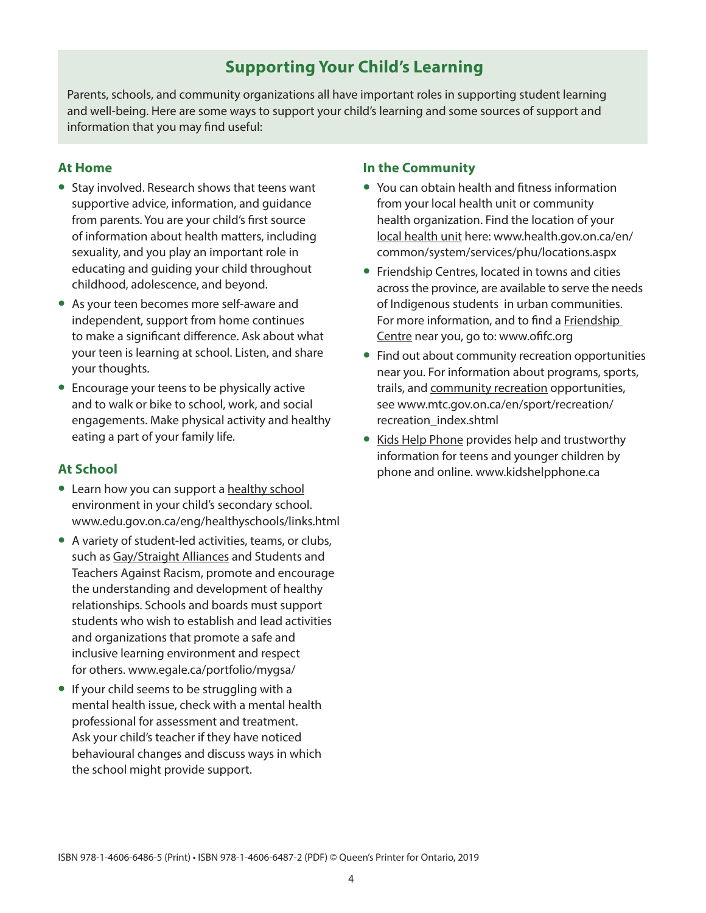## Supporting Your Child's Learning

Parents, schools, and community organizations all have important roles in supporting student learning and well-being. Here are some ways to support your child's learning and some sources of support and information that you may find useful:

### At Home

- Stay involved. Research shows that teens want supportive advice, information, and guidance from parents. You are your child's first source of information about health matters, including sexuality, and you play an important role in educating and guiding your child throughout childhood, adolescence, and beyond.
- As your teen becomes more self-aware and independent, support from home continues to make a significant difference. Ask about what your teen is learning at school. Listen, and share your thoughts.
- Encourage your teens to be physically active and to walk or bike to school, work, and social engagements. Make physical activity and healthy eating a part of your family life.

### At School

- Learn how you can support a healthy school environment in your child's secondary school. www.edu.gov.on.ca/eng/healthyschools/links.html
- A variety of student-led activities, teams, or clubs, such as Gay/Straight Alliances and Students and Teachers Against Racism, promote and encourage the understanding and development of healthy relationships. Schools and boards must support students who wish to establish and lead activities and organizations that promote a safe and inclusive learning environment and respect for others. www.egale.ca/portfolio/mygsa/
- If your child seems to be struggling with a mental health issue, check with a mental health professional for assessment and treatment. Ask your child's teacher if they have noticed behavioural changes and discuss ways in which the school might provide support.

### In the Community

- You can obtain health and fitness information from your local health unit or community health organization. Find the location of your local health unit here: www.health.gov.on.ca/en/common/system/services/phu/locations.aspx
- Friendship Centres, located in towns and cities across the province, are available to serve the needs of Indigenous students in urban communities. For more information, and to find a Friendship Centre near you, go to: www.ofifc.org
- Find out about community recreation opportunities near you. For information about programs, sports, trails, and community recreation opportunities, see www.mtc.gov.on.ca/en/sport/recreation/recreation_index.shtml
- Kids Help Phone provides help and trustworthy information for teens and younger children by phone and online. www.kidshelpphone.ca

ISBN 978-1-4606-6486-5 (Print) • ISBN 978-1-4606-6487-2 (PDF) © Queen's Printer for Ontario, 2019